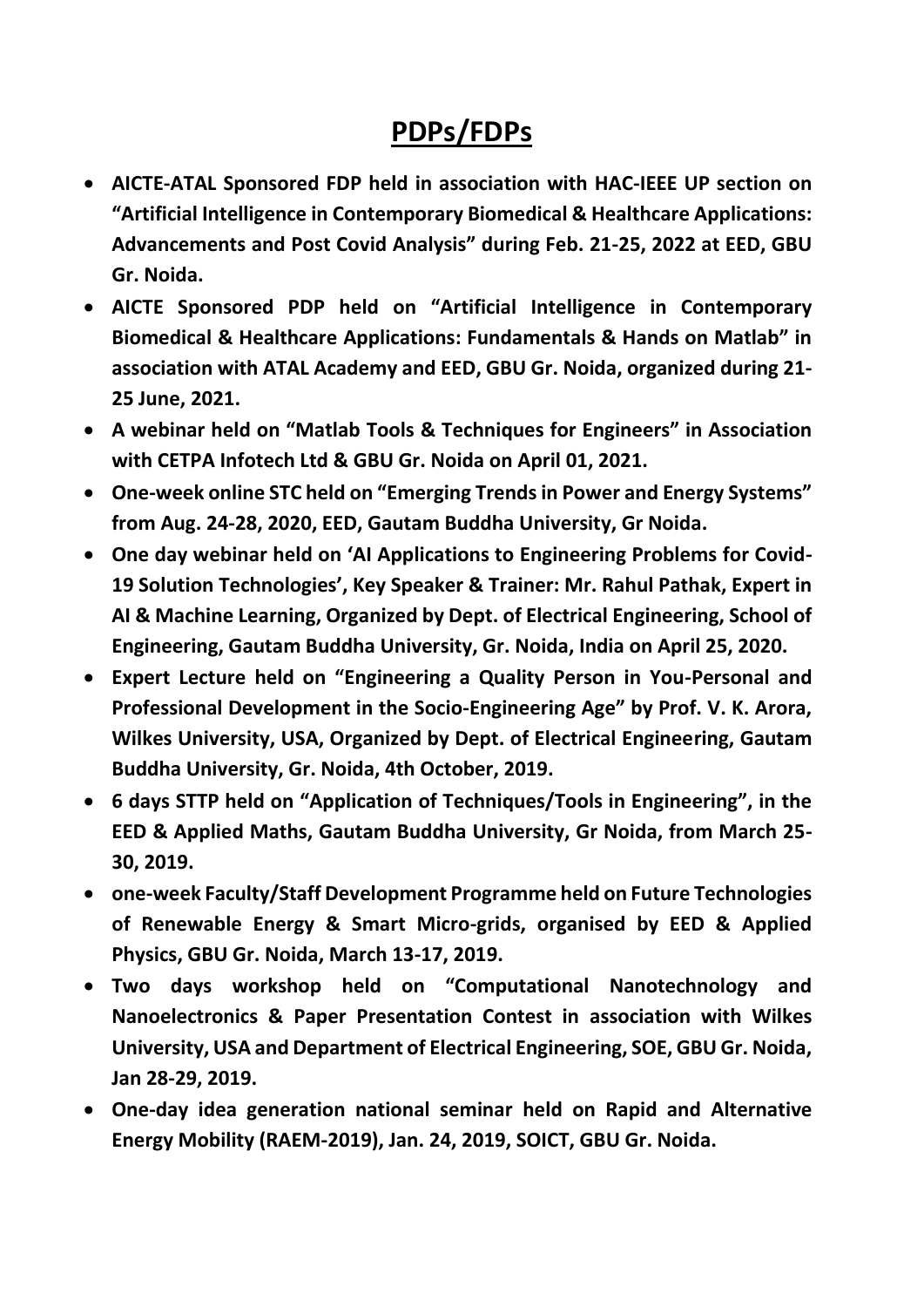# PDPs/FDPs

- **AICTE-ATAL Sponsored FDP held in association with HAC-IEEE UP section on "Artificial Intelligence in Contemporary Biomedical & Healthcare Applications: Advancements and Post Covid Analysis" during Feb. 21-25, 2022 at EED, GBU Gr. Noida.**
- **AICTE Sponsored PDP held on "Artificial Intelligence in Contemporary Biomedical & Healthcare Applications: Fundamentals & Hands on Matlab" in association with ATAL Academy and EED, GBU Gr. Noida, organized during 21-25 June, 2021.**
- **A webinar held on "Matlab Tools & Techniques for Engineers" in Association with CETPA Infotech Ltd & GBU Gr. Noida on April 01, 2021.**
- **One-week online STC held on "Emerging Trends in Power and Energy Systems" from Aug. 24-28, 2020, EED, Gautam Buddha University, Gr Noida.**
- **One day webinar held on 'AI Applications to Engineering Problems for Covid-19 Solution Technologies', Key Speaker & Trainer: Mr. Rahul Pathak, Expert in AI & Machine Learning, Organized by Dept. of Electrical Engineering, School of Engineering, Gautam Buddha University, Gr. Noida, India on April 25, 2020.**
- **Expert Lecture held on "Engineering a Quality Person in You-Personal and Professional Development in the Socio-Engineering Age" by Prof. V. K. Arora, Wilkes University, USA, Organized by Dept. of Electrical Engineering, Gautam Buddha University, Gr. Noida, 4th October, 2019.**
- **6 days STTP held on "Application of Techniques/Tools in Engineering", in the EED & Applied Maths, Gautam Buddha University, Gr Noida, from March 25-30, 2019.**
- **one-week Faculty/Staff Development Programme held on Future Technologies of Renewable Energy & Smart Micro-grids, organised by EED & Applied Physics, GBU Gr. Noida, March 13-17, 2019.**
- **Two days workshop held on "Computational Nanotechnology and Nanoelectronics & Paper Presentation Contest in association with Wilkes University, USA and Department of Electrical Engineering, SOE, GBU Gr. Noida, Jan 28-29, 2019.**
- **One-day idea generation national seminar held on Rapid and Alternative Energy Mobility (RAEM-2019), Jan. 24, 2019, SOICT, GBU Gr. Noida.**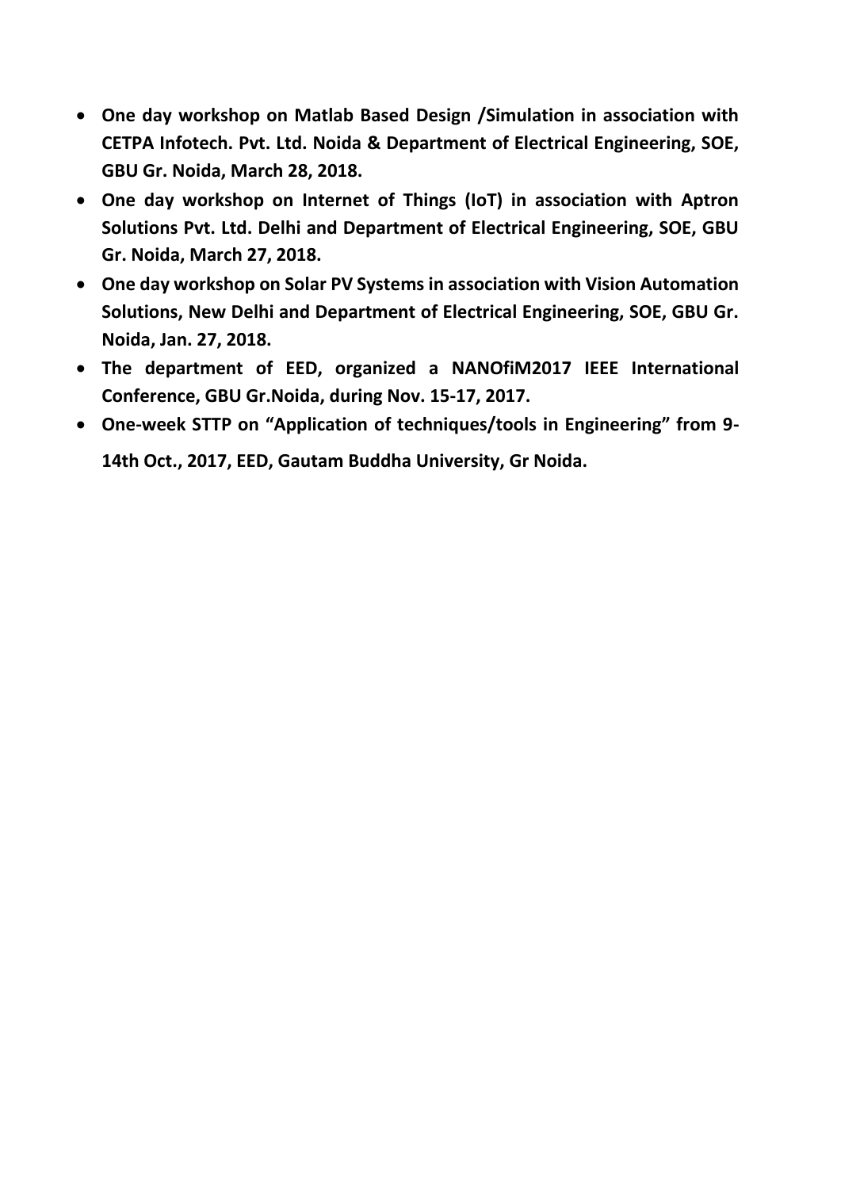- **One day workshop on Matlab Based Design /Simulation in association with CETPA Infotech. Pvt. Ltd. Noida & Department of Electrical Engineering, SOE, GBU Gr. Noida, March 28, 2018.**
- **One day workshop on Internet of Things (IoT) in association with Aptron Solutions Pvt. Ltd. Delhi and Department of Electrical Engineering, SOE, GBU Gr. Noida, March 27, 2018.**
- **One day workshop on Solar PV Systems in association with Vision Automation Solutions, New Delhi and Department of Electrical Engineering, SOE, GBU Gr. Noida, Jan. 27, 2018.**
- **The department of EED, organized a NANOfiM2017 IEEE International Conference, GBU Gr.Noida, during Nov. 15-17, 2017.**
- **One-week STTP on "Application of techniques/tools in Engineering" from 9-14th Oct., 2017, EED, Gautam Buddha University, Gr Noida.**